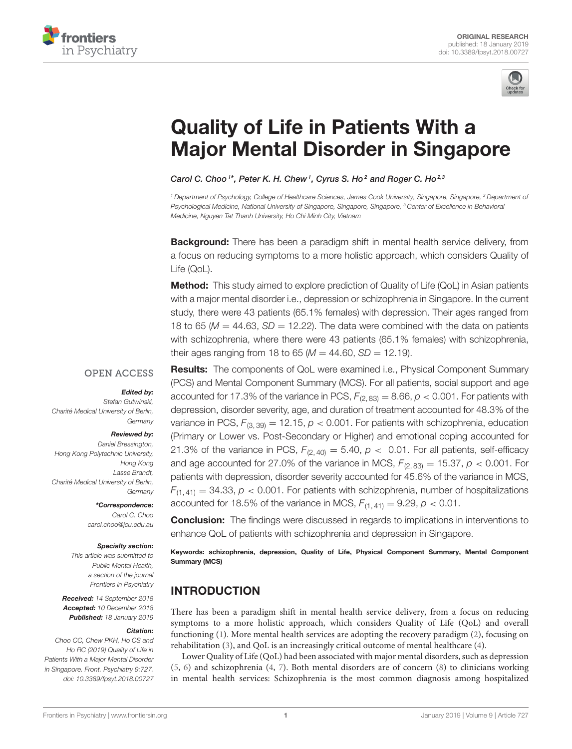ORIGINAL RESEARCH
published: 18 January 2019
doi: 10.3389/fpsyt.2018.00727

# Quality of Life in Patients With a Major Mental Disorder in Singapore

*Carol C. Choo[1]*, Peter K. H. Chew[1], Cyrus S. Ho[2] and Roger C. Ho[2,3]*

[1] Department of Psychology, College of Healthcare Sciences, James Cook University, Singapore, Singapore, [2] Department of Psychological Medicine, National University of Singapore, Singapore, Singapore, [3] Center of Excellence in Behavioral Medicine, Nguyen Tat Thanh University, Ho Chi Minh City, Vietnam

**Background:** There has been a paradigm shift in mental health service delivery, from a focus on reducing symptoms to a more holistic approach, which considers Quality of Life (QoL).

**Method:** This study aimed to explore prediction of Quality of Life (QoL) in Asian patients with a major mental disorder i.e., depression or schizophrenia in Singapore. In the current study, there were 43 patients (65.1% females) with depression. Their ages ranged from 18 to 65 ($M = 44.63$, $SD = 12.22$). The data were combined with the data on patients with schizophrenia, where there were 43 patients (65.1% females) with schizophrenia, their ages ranging from 18 to 65 ($M = 44.60$, $SD = 12.19$).

**Results:** The components of QoL were examined i.e., Physical Component Summary (PCS) and Mental Component Summary (MCS). For all patients, social support and age accounted for 17.3% of the variance in PCS, $F_{(2, 83)} = 8.66$, $p < 0.001$. For patients with depression, disorder severity, age, and duration of treatment accounted for 48.3% of the variance in PCS, $F_{(3, 39)} = 12.15$, $p < 0.001$. For patients with schizophrenia, education (Primary or Lower vs. Post-Secondary or Higher) and emotional coping accounted for 21.3% of the variance in PCS, $F_{(2, 40)} = 5.40$, $p < 0.01$. For all patients, self-efficacy and age accounted for 27.0% of the variance in MCS, $F_{(2, 83)} = 15.37$, $p < 0.001$. For patients with depression, disorder severity accounted for 45.6% of the variance in MCS, $F_{(1, 41)} = 34.33$, $p < 0.001$. For patients with schizophrenia, number of hospitalizations accounted for 18.5% of the variance in MCS, $F_{(1, 41)} = 9.29$, $p < 0.01$.

**Conclusion:** The findings were discussed in regards to implications in interventions to enhance QoL of patients with schizophrenia and depression in Singapore.

**Keywords: schizophrenia, depression, Quality of Life, Physical Component Summary, Mental Component Summary (MCS)**

OPEN ACCESS

***Edited by:***
Stefan Gutwinski,
Charité Medical University of Berlin,
Germany

***Reviewed by:***
Daniel Bressington,
Hong Kong Polytechnic University,
Hong Kong
Lasse Brandt,
Charité Medical University of Berlin,
Germany

***\*Correspondence:***
Carol C. Choo
carol.choo@jcu.edu.au

***Specialty section:***
This article was submitted to
Public Mental Health,
a section of the journal
Frontiers in Psychiatry

***Received:*** 14 September 2018
***Accepted:*** 10 December 2018
***Published:*** 18 January 2019

***Citation:***
Choo CC, Chew PKH, Ho CS and Ho RC (2019) Quality of Life in Patients With a Major Mental Disorder in Singapore. Front. Psychiatry 9:727. doi: 10.3389/fpsyt.2018.00727

## INTRODUCTION

There has been a paradigm shift in mental health service delivery, from a focus on reducing symptoms to a more holistic approach, which considers Quality of Life (QoL) and overall functioning (1). More mental health services are adopting the recovery paradigm (2), focusing on rehabilitation (3), and QoL is an increasingly critical outcome of mental healthcare (4).

Lower Quality of Life (QoL) had been associated with major mental disorders, such as depression (5, 6) and schizophrenia (4, 7). Both mental disorders are of concern (8) to clinicians working in mental health services: Schizophrenia is the most common diagnosis among hospitalized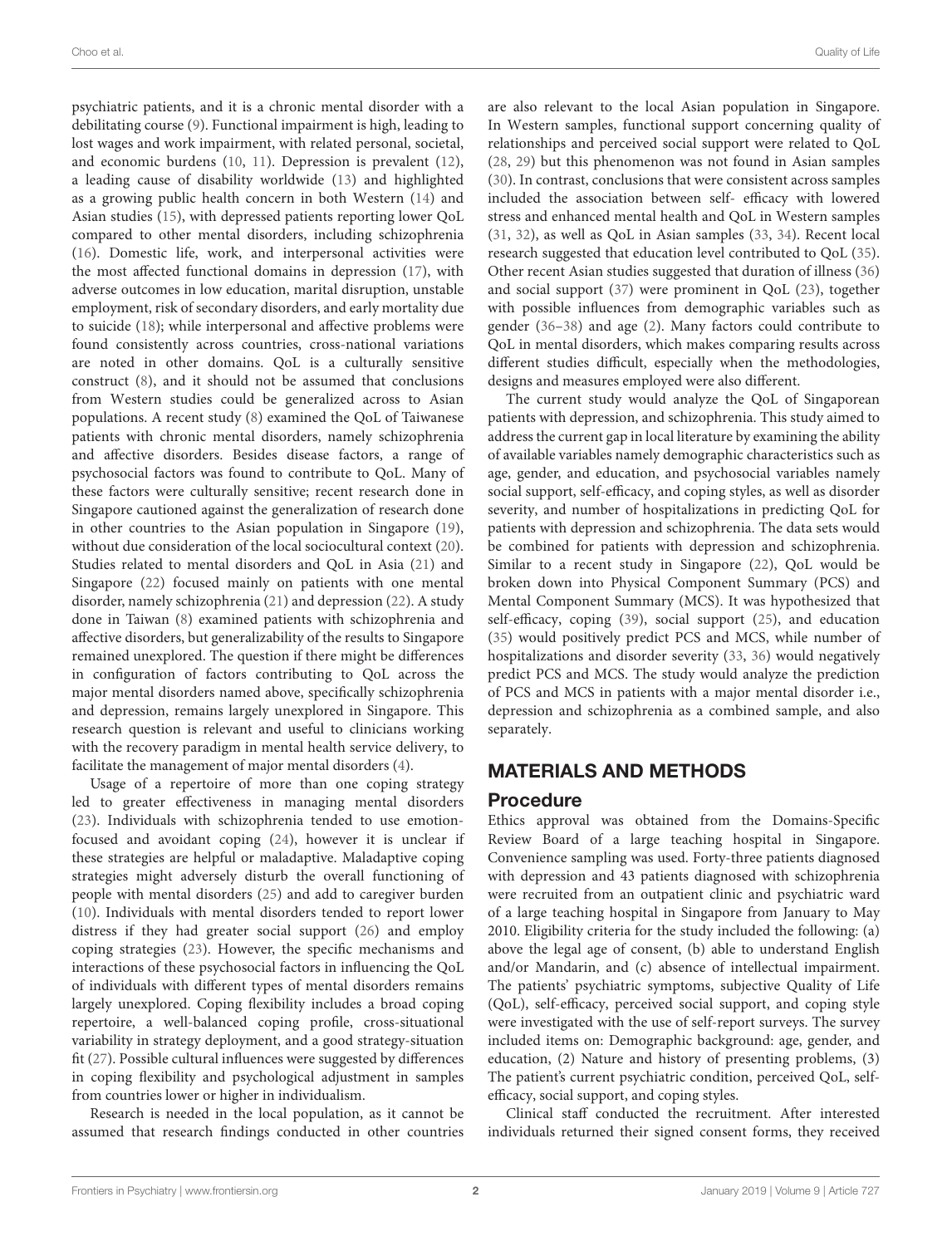psychiatric patients, and it is a chronic mental disorder with a debilitating course (9). Functional impairment is high, leading to lost wages and work impairment, with related personal, societal, and economic burdens (10, 11). Depression is prevalent (12), a leading cause of disability worldwide (13) and highlighted as a growing public health concern in both Western (14) and Asian studies (15), with depressed patients reporting lower QoL compared to other mental disorders, including schizophrenia (16). Domestic life, work, and interpersonal activities were the most affected functional domains in depression (17), with adverse outcomes in low education, marital disruption, unstable employment, risk of secondary disorders, and early mortality due to suicide (18); while interpersonal and affective problems were found consistently across countries, cross-national variations are noted in other domains. QoL is a culturally sensitive construct (8), and it should not be assumed that conclusions from Western studies could be generalized across to Asian populations. A recent study (8) examined the QoL of Taiwanese patients with chronic mental disorders, namely schizophrenia and affective disorders. Besides disease factors, a range of psychosocial factors was found to contribute to QoL. Many of these factors were culturally sensitive; recent research done in Singapore cautioned against the generalization of research done in other countries to the Asian population in Singapore (19), without due consideration of the local sociocultural context (20). Studies related to mental disorders and QoL in Asia (21) and Singapore (22) focused mainly on patients with one mental disorder, namely schizophrenia (21) and depression (22). A study done in Taiwan (8) examined patients with schizophrenia and affective disorders, but generalizability of the results to Singapore remained unexplored. The question if there might be differences in configuration of factors contributing to QoL across the major mental disorders named above, specifically schizophrenia and depression, remains largely unexplored in Singapore. This research question is relevant and useful to clinicians working with the recovery paradigm in mental health service delivery, to facilitate the management of major mental disorders (4).

Usage of a repertoire of more than one coping strategy led to greater effectiveness in managing mental disorders (23). Individuals with schizophrenia tended to use emotion-focused and avoidant coping (24), however it is unclear if these strategies are helpful or maladaptive. Maladaptive coping strategies might adversely disturb the overall functioning of people with mental disorders (25) and add to caregiver burden (10). Individuals with mental disorders tended to report lower distress if they had greater social support (26) and employ coping strategies (23). However, the specific mechanisms and interactions of these psychosocial factors in influencing the QoL of individuals with different types of mental disorders remains largely unexplored. Coping flexibility includes a broad coping repertoire, a well-balanced coping profile, cross-situational variability in strategy deployment, and a good strategy-situation fit (27). Possible cultural influences were suggested by differences in coping flexibility and psychological adjustment in samples from countries lower or higher in individualism.

Research is needed in the local population, as it cannot be assumed that research findings conducted in other countries are also relevant to the local Asian population in Singapore. In Western samples, functional support concerning quality of relationships and perceived social support were related to QoL (28, 29) but this phenomenon was not found in Asian samples (30). In contrast, conclusions that were consistent across samples included the association between self- efficacy with lowered stress and enhanced mental health and QoL in Western samples (31, 32), as well as QoL in Asian samples (33, 34). Recent local research suggested that education level contributed to QoL (35). Other recent Asian studies suggested that duration of illness (36) and social support (37) were prominent in QoL (23), together with possible influences from demographic variables such as gender (36–38) and age (2). Many factors could contribute to QoL in mental disorders, which makes comparing results across different studies difficult, especially when the methodologies, designs and measures employed were also different.

The current study would analyze the QoL of Singaporean patients with depression, and schizophrenia. This study aimed to address the current gap in local literature by examining the ability of available variables namely demographic characteristics such as age, gender, and education, and psychosocial variables namely social support, self-efficacy, and coping styles, as well as disorder severity, and number of hospitalizations in predicting QoL for patients with depression and schizophrenia. The data sets would be combined for patients with depression and schizophrenia. Similar to a recent study in Singapore (22), QoL would be broken down into Physical Component Summary (PCS) and Mental Component Summary (MCS). It was hypothesized that self-efficacy, coping (39), social support (25), and education (35) would positively predict PCS and MCS, while number of hospitalizations and disorder severity (33, 36) would negatively predict PCS and MCS. The study would analyze the prediction of PCS and MCS in patients with a major mental disorder i.e., depression and schizophrenia as a combined sample, and also separately.

## MATERIALS AND METHODS

### Procedure

Ethics approval was obtained from the Domains-Specific Review Board of a large teaching hospital in Singapore. Convenience sampling was used. Forty-three patients diagnosed with depression and 43 patients diagnosed with schizophrenia were recruited from an outpatient clinic and psychiatric ward of a large teaching hospital in Singapore from January to May 2010. Eligibility criteria for the study included the following: (a) above the legal age of consent, (b) able to understand English and/or Mandarin, and (c) absence of intellectual impairment. The patients' psychiatric symptoms, subjective Quality of Life (QoL), self-efficacy, perceived social support, and coping style were investigated with the use of self-report surveys. The survey included items on: Demographic background: age, gender, and education, (2) Nature and history of presenting problems, (3) The patient's current psychiatric condition, perceived QoL, self-efficacy, social support, and coping styles.

Clinical staff conducted the recruitment. After interested individuals returned their signed consent forms, they received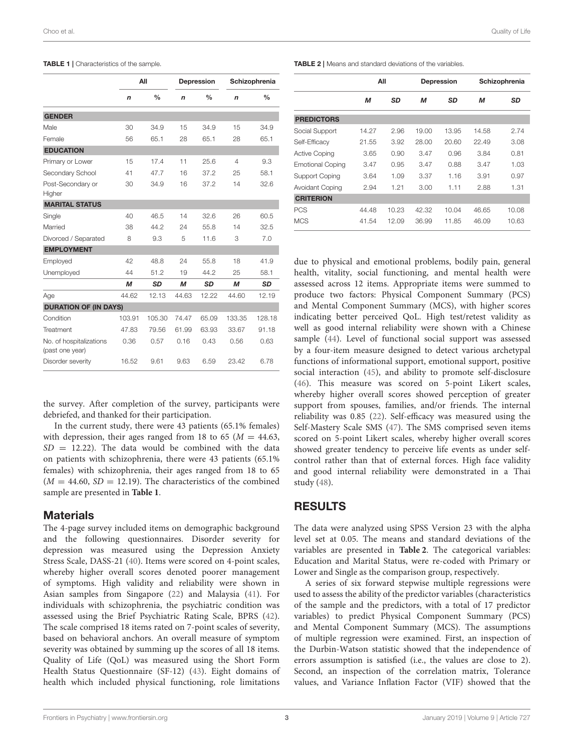**TABLE 1 |** Characteristics of the sample.

| | All | | Depression | | Schizophrenia | |
|---|---|---|---|---|---|---|
| | *n* | % | *n* | % | *n* | % |
| **GENDER** | | | | | | |
| Male | 30 | 34.9 | 15 | 34.9 | 15 | 34.9 |
| Female | 56 | 65.1 | 28 | 65.1 | 28 | 65.1 |
| **EDUCATION** | | | | | | |
| Primary or Lower | 15 | 17.4 | 11 | 25.6 | 4 | 9.3 |
| Secondary School | 41 | 47.7 | 16 | 37.2 | 25 | 58.1 |
| Post-Secondary or Higher | 30 | 34.9 | 16 | 37.2 | 14 | 32.6 |
| **MARITAL STATUS** | | | | | | |
| Single | 40 | 46.5 | 14 | 32.6 | 26 | 60.5 |
| Married | 38 | 44.2 | 24 | 55.8 | 14 | 32.5 |
| Divorced / Separated | 8 | 9.3 | 5 | 11.6 | 3 | 7.0 |
| **EMPLOYMENT** | | | | | | |
| Employed | 42 | 48.8 | 24 | 55.8 | 18 | 41.9 |
| Unemployed | 44 | 51.2 | 19 | 44.2 | 25 | 58.1 |
| | ***M*** | ***SD*** | ***M*** | ***SD*** | ***M*** | ***SD*** |
| Age | 44.62 | 12.13 | 44.63 | 12.22 | 44.60 | 12.19 |
| **DURATION OF (IN DAYS)** | | | | | | |
| Condition | 103.91 | 105.30 | 74.47 | 65.09 | 133.35 | 128.18 |
| Treatment | 47.83 | 79.56 | 61.99 | 63.93 | 33.67 | 91.18 |
| No. of hospitalizations (past one year) | 0.36 | 0.57 | 0.16 | 0.43 | 0.56 | 0.63 |
| Disorder severity | 16.52 | 9.61 | 9.63 | 6.59 | 23.42 | 6.78 |

the survey. After completion of the survey, participants were debriefed, and thanked for their participation.

In the current study, there were 43 patients (65.1% females) with depression, their ages ranged from 18 to 65 ($M = 44.63$, $SD = 12.22$). The data would be combined with the data on patients with schizophrenia, there were 43 patients (65.1% females) with schizophrenia, their ages ranged from 18 to 65 ($M = 44.60$, $SD = 12.19$). The characteristics of the combined sample are presented in **Table 1**.

## Materials

The 4-page survey included items on demographic background and the following questionnaires. Disorder severity for depression was measured using the Depression Anxiety Stress Scale, DASS-21 (40). Items were scored on 4-point scales, whereby higher overall scores denoted poorer management of symptoms. High validity and reliability were shown in Asian samples from Singapore (22) and Malaysia (41). For individuals with schizophrenia, the psychiatric condition was assessed using the Brief Psychiatric Rating Scale, BPRS (42). The scale comprised 18 items rated on 7-point scales of severity, based on behavioral anchors. An overall measure of symptom severity was obtained by summing up the scores of all 18 items. Quality of Life (QoL) was measured using the Short Form Health Status Questionnaire (SF-12) (43). Eight domains of health which included physical functioning, role limitations due to physical and emotional problems, bodily pain, general health, vitality, social functioning, and mental health were assessed across 12 items. Appropriate items were summed to produce two factors: Physical Component Summary (PCS) and Mental Component Summary (MCS), with higher scores indicating better perceived QoL. High test/retest validity as well as good internal reliability were shown with a Chinese sample (44). Level of functional social support was assessed by a four-item measure designed to detect various archetypal functions of informational support, emotional support, positive social interaction (45), and ability to promote self-disclosure (46). This measure was scored on 5-point Likert scales, whereby higher overall scores showed perception of greater support from spouses, families, and/or friends. The internal reliability was 0.85 (22). Self-efficacy was measured using the Self-Mastery Scale SMS (47). The SMS comprised seven items scored on 5-point Likert scales, whereby higher overall scores showed greater tendency to perceive life events as under self-control rather than that of external forces. High face validity and good internal reliability were demonstrated in a Thai study (48).

**TABLE 2 |** Means and standard deviations of the variables.

| | All | | Depression | | Schizophrenia | |
|---|---|---|---|---|---|---|
| | *M* | *SD* | *M* | *SD* | *M* | *SD* |
| **PREDICTORS** | | | | | | |
| Social Support | 14.27 | 2.96 | 19.00 | 13.95 | 14.58 | 2.74 |
| Self-Efficacy | 21.55 | 3.92 | 28.00 | 20.60 | 22.49 | 3.08 |
| Active Coping | 3.65 | 0.90 | 3.47 | 0.96 | 3.84 | 0.81 |
| Emotional Coping | 3.47 | 0.95 | 3.47 | 0.88 | 3.47 | 1.03 |
| Support Coping | 3.64 | 1.09 | 3.37 | 1.16 | 3.91 | 0.97 |
| Avoidant Coping | 2.94 | 1.21 | 3.00 | 1.11 | 2.88 | 1.31 |
| **CRITERION** | | | | | | |
| PCS | 44.48 | 10.23 | 42.32 | 10.04 | 46.65 | 10.08 |
| MCS | 41.54 | 12.09 | 36.99 | 11.85 | 46.09 | 10.63 |

## RESULTS

The data were analyzed using SPSS Version 23 with the alpha level set at 0.05. The means and standard deviations of the variables are presented in **Table 2**. The categorical variables: Education and Marital Status, were re-coded with Primary or Lower and Single as the comparison group, respectively.

A series of six forward stepwise multiple regressions were used to assess the ability of the predictor variables (characteristics of the sample and the predictors, with a total of 17 predictor variables) to predict Physical Component Summary (PCS) and Mental Component Summary (MCS). The assumptions of multiple regression were examined. First, an inspection of the Durbin-Watson statistic showed that the independence of errors assumption is satisfied (i.e., the values are close to 2). Second, an inspection of the correlation matrix, Tolerance values, and Variance Inflation Factor (VIF) showed that the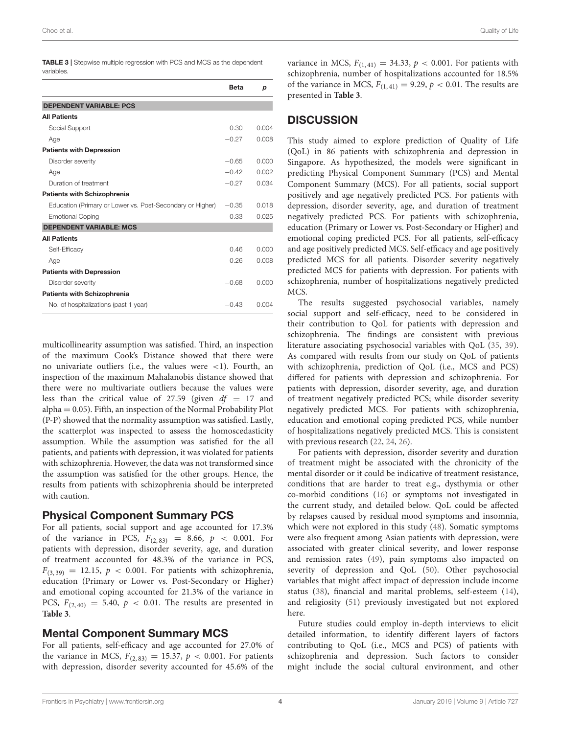**TABLE 3 |** Stepwise multiple regression with PCS and MCS as the dependent variables.

| | Beta | p |
|---|---|---|
| **DEPENDENT VARIABLE: PCS** | | |
| **All Patients** | | |
| Social Support | 0.30 | 0.004 |
| Age | −0.27 | 0.008 |
| **Patients with Depression** | | |
| Disorder severity | −0.65 | 0.000 |
| Age | −0.42 | 0.002 |
| Duration of treatment | −0.27 | 0.034 |
| **Patients with Schizophrenia** | | |
| Education (Primary or Lower vs. Post-Secondary or Higher) | −0.35 | 0.018 |
| Emotional Coping | 0.33 | 0.025 |
| **DEPENDENT VARIABLE: MCS** | | |
| **All Patients** | | |
| Self-Efficacy | 0.46 | 0.000 |
| Age | 0.26 | 0.008 |
| **Patients with Depression** | | |
| Disorder severity | −0.68 | 0.000 |
| **Patients with Schizophrenia** | | |
| No. of hospitalizations (past 1 year) | −0.43 | 0.004 |

multicollinearity assumption was satisfied. Third, an inspection of the maximum Cook's Distance showed that there were no univariate outliers (i.e., the values were <1). Fourth, an inspection of the maximum Mahalanobis distance showed that there were no multivariate outliers because the values were less than the critical value of 27.59 (given $df = 17$ and alpha = 0.05). Fifth, an inspection of the Normal Probability Plot (P-P) showed that the normality assumption was satisfied. Lastly, the scatterplot was inspected to assess the homoscedasticity assumption. While the assumption was satisfied for the all patients, and patients with depression, it was violated for patients with schizophrenia. However, the data was not transformed since the assumption was satisfied for the other groups. Hence, the results from patients with schizophrenia should be interpreted with caution.

## Physical Component Summary PCS

For all patients, social support and age accounted for 17.3% of the variance in PCS, $F_{(2, 83)} = 8.66$, $p < 0.001$. For patients with depression, disorder severity, age, and duration of treatment accounted for 48.3% of the variance in PCS, $F_{(3, 39)} = 12.15$, $p < 0.001$. For patients with schizophrenia, education (Primary or Lower vs. Post-Secondary or Higher) and emotional coping accounted for 21.3% of the variance in PCS, $F_{(2, 40)} = 5.40$, $p < 0.01$. The results are presented in **Table 3**.

## Mental Component Summary MCS

For all patients, self-efficacy and age accounted for 27.0% of the variance in MCS, $F_{(2, 83)} = 15.37$, $p < 0.001$. For patients with depression, disorder severity accounted for 45.6% of the variance in MCS, $F_{(1, 41)} = 34.33$, $p < 0.001$. For patients with schizophrenia, number of hospitalizations accounted for 18.5% of the variance in MCS, $F_{(1, 41)} = 9.29$, $p < 0.01$. The results are presented in **Table 3**.

# DISCUSSION

This study aimed to explore prediction of Quality of Life (QoL) in 86 patients with schizophrenia and depression in Singapore. As hypothesized, the models were significant in predicting Physical Component Summary (PCS) and Mental Component Summary (MCS). For all patients, social support positively and age negatively predicted PCS. For patients with depression, disorder severity, age, and duration of treatment negatively predicted PCS. For patients with schizophrenia, education (Primary or Lower vs. Post-Secondary or Higher) and emotional coping predicted PCS. For all patients, self-efficacy and age positively predicted MCS. Self-efficacy and age positively predicted MCS for all patients. Disorder severity negatively predicted MCS for patients with depression. For patients with schizophrenia, number of hospitalizations negatively predicted MCS.

The results suggested psychosocial variables, namely social support and self-efficacy, need to be considered in their contribution to QoL for patients with depression and schizophrenia. The findings are consistent with previous literature associating psychosocial variables with QoL (35, 39). As compared with results from our study on QoL of patients with schizophrenia, prediction of QoL (i.e., MCS and PCS) differed for patients with depression and schizophrenia. For patients with depression, disorder severity, age, and duration of treatment negatively predicted PCS; while disorder severity negatively predicted MCS. For patients with schizophrenia, education and emotional coping predicted PCS, while number of hospitalizations negatively predicted MCS. This is consistent with previous research (22, 24, 26).

For patients with depression, disorder severity and duration of treatment might be associated with the chronicity of the mental disorder or it could be indicative of treatment resistance, conditions that are harder to treat e.g., dysthymia or other co-morbid conditions (16) or symptoms not investigated in the current study, and detailed below. QoL could be affected by relapses caused by residual mood symptoms and insomnia, which were not explored in this study (48). Somatic symptoms were also frequent among Asian patients with depression, were associated with greater clinical severity, and lower response and remission rates (49), pain symptoms also impacted on severity of depression and QoL (50). Other psychosocial variables that might affect impact of depression include income status (38), financial and marital problems, self-esteem (14), and religiosity (51) previously investigated but not explored here.

Future studies could employ in-depth interviews to elicit detailed information, to identify different layers of factors contributing to QoL (i.e., MCS and PCS) of patients with schizophrenia and depression. Such factors to consider might include the social cultural environment, and other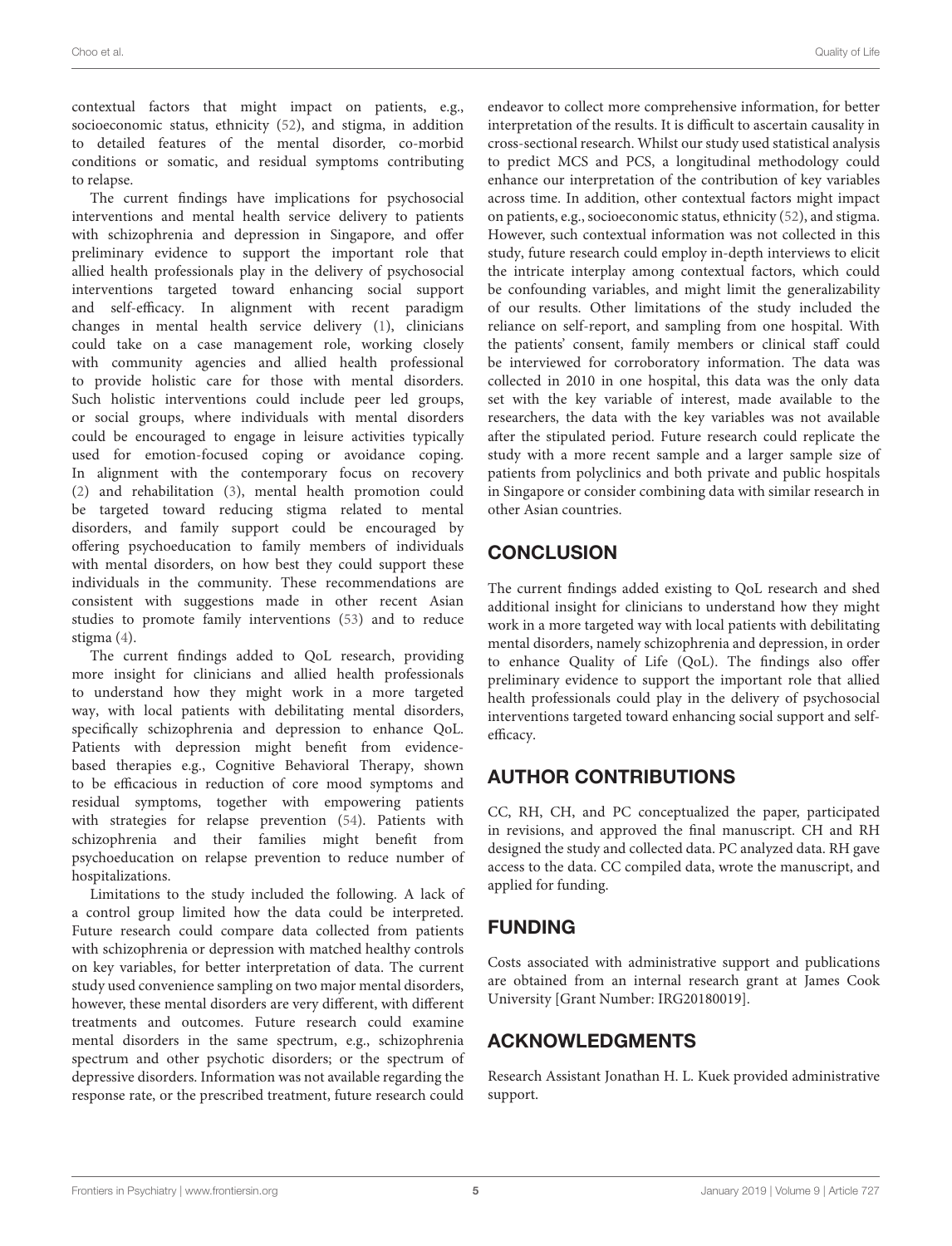contextual factors that might impact on patients, e.g., socioeconomic status, ethnicity (52), and stigma, in addition to detailed features of the mental disorder, co-morbid conditions or somatic, and residual symptoms contributing to relapse.

The current findings have implications for psychosocial interventions and mental health service delivery to patients with schizophrenia and depression in Singapore, and offer preliminary evidence to support the important role that allied health professionals play in the delivery of psychosocial interventions targeted toward enhancing social support and self-efficacy. In alignment with recent paradigm changes in mental health service delivery (1), clinicians could take on a case management role, working closely with community agencies and allied health professional to provide holistic care for those with mental disorders. Such holistic interventions could include peer led groups, or social groups, where individuals with mental disorders could be encouraged to engage in leisure activities typically used for emotion-focused coping or avoidance coping. In alignment with the contemporary focus on recovery (2) and rehabilitation (3), mental health promotion could be targeted toward reducing stigma related to mental disorders, and family support could be encouraged by offering psychoeducation to family members of individuals with mental disorders, on how best they could support these individuals in the community. These recommendations are consistent with suggestions made in other recent Asian studies to promote family interventions (53) and to reduce stigma (4).

The current findings added to QoL research, providing more insight for clinicians and allied health professionals to understand how they might work in a more targeted way, with local patients with debilitating mental disorders, specifically schizophrenia and depression to enhance QoL. Patients with depression might benefit from evidence-based therapies e.g., Cognitive Behavioral Therapy, shown to be efficacious in reduction of core mood symptoms and residual symptoms, together with empowering patients with strategies for relapse prevention (54). Patients with schizophrenia and their families might benefit from psychoeducation on relapse prevention to reduce number of hospitalizations.

Limitations to the study included the following. A lack of a control group limited how the data could be interpreted. Future research could compare data collected from patients with schizophrenia or depression with matched healthy controls on key variables, for better interpretation of data. The current study used convenience sampling on two major mental disorders, however, these mental disorders are very different, with different treatments and outcomes. Future research could examine mental disorders in the same spectrum, e.g., schizophrenia spectrum and other psychotic disorders; or the spectrum of depressive disorders. Information was not available regarding the response rate, or the prescribed treatment, future research could endeavor to collect more comprehensive information, for better interpretation of the results. It is difficult to ascertain causality in cross-sectional research. Whilst our study used statistical analysis to predict MCS and PCS, a longitudinal methodology could enhance our interpretation of the contribution of key variables across time. In addition, other contextual factors might impact on patients, e.g., socioeconomic status, ethnicity (52), and stigma. However, such contextual information was not collected in this study, future research could employ in-depth interviews to elicit the intricate interplay among contextual factors, which could be confounding variables, and might limit the generalizability of our results. Other limitations of the study included the reliance on self-report, and sampling from one hospital. With the patients' consent, family members or clinical staff could be interviewed for corroboratory information. The data was collected in 2010 in one hospital, this data was the only data set with the key variable of interest, made available to the researchers, the data with the key variables was not available after the stipulated period. Future research could replicate the study with a more recent sample and a larger sample size of patients from polyclinics and both private and public hospitals in Singapore or consider combining data with similar research in other Asian countries.

## CONCLUSION

The current findings added existing to QoL research and shed additional insight for clinicians to understand how they might work in a more targeted way with local patients with debilitating mental disorders, namely schizophrenia and depression, in order to enhance Quality of Life (QoL). The findings also offer preliminary evidence to support the important role that allied health professionals could play in the delivery of psychosocial interventions targeted toward enhancing social support and self-efficacy.

## AUTHOR CONTRIBUTIONS

CC, RH, CH, and PC conceptualized the paper, participated in revisions, and approved the final manuscript. CH and RH designed the study and collected data. PC analyzed data. RH gave access to the data. CC compiled data, wrote the manuscript, and applied for funding.

## FUNDING

Costs associated with administrative support and publications are obtained from an internal research grant at James Cook University [Grant Number: IRG20180019].

## ACKNOWLEDGMENTS

Research Assistant Jonathan H. L. Kuek provided administrative support.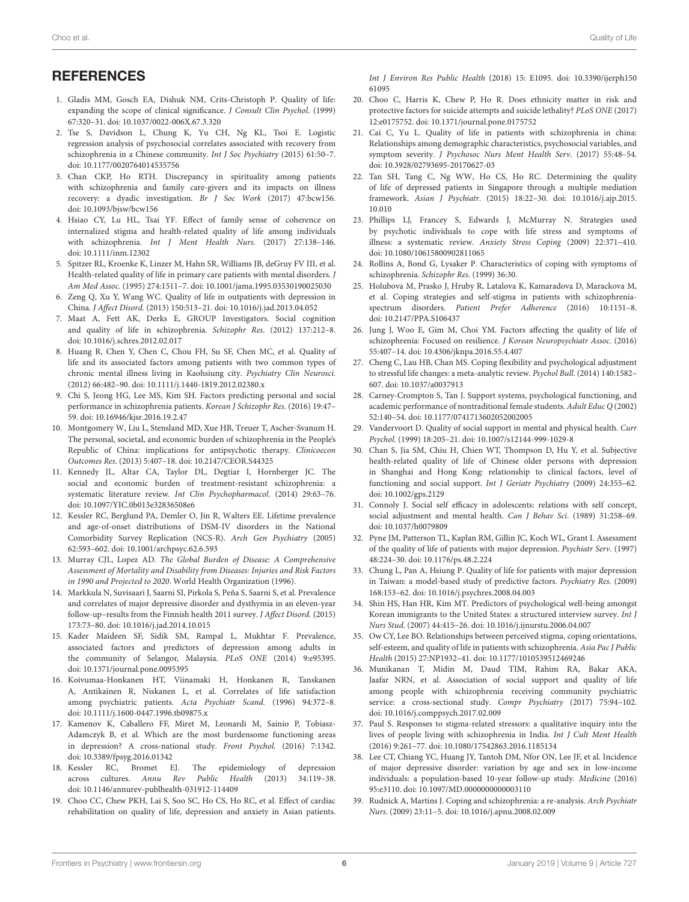## REFERENCES

1. Gladis MM, Gosch EA, Dishuk NM, Crits-Christoph P. Quality of life: expanding the scope of clinical significance. *J Consult Clin Psychol*. (1999) 67:320–31. doi: 10.1037/0022-006X.67.3.320
2. Tse S, Davidson L, Chung K, Yu CH, Ng KL, Tsoi E. Logistic regression analysis of psychosocial correlates associated with recovery from schizophrenia in a Chinese community. *Int J Soc Psychiatry* (2015) 61:50–7. doi: 10.1177/0020764014535756
3. Chan CKP, Ho RTH. Discrepancy in spirituality among patients with schizophrenia and family care-givers and its impacts on illness recovery: a dyadic investigation. *Br J Soc Work* (2017) 47:bcw156. doi: 10.1093/bjsw/bcw156
4. Hsiao CY, Lu HL, Tsai YF. Effect of family sense of coherence on internalized stigma and health-related quality of life among individuals with schizophrenia. *Int J Ment Health Nurs*. (2017) 27:138–146. doi: 10.1111/inm.12302
5. Spitzer RL, Kroenke K, Linzer M, Hahn SR, Williams JB, deGruy FV III, et al. Health-related quality of life in primary care patients with mental disorders. *J Am Med Assoc*. (1995) 274:1511–7. doi: 10.1001/jama.1995.03530190025030
6. Zeng Q, Xu Y, Wang WC. Quality of life in outpatients with depression in China. *J Affect Disord*. (2013) 150:513–21. doi: 10.1016/j.jad.2013.04.052
7. Maat A, Fett AK, Derks E, GROUP Investigators. Social cognition and quality of life in schizophrenia. *Schizophr Res*. (2012) 137:212–8. doi: 10.1016/j.schres.2012.02.017
8. Huang R, Chen Y, Chen C, Chou FH, Su SF, Chen MC, et al. Quality of life and its associated factors among patients with two common types of chronic mental illness living in Kaohsiung city. *Psychiatry Clin Neurosci*. (2012) 66:482–90. doi: 10.1111/j.1440-1819.2012.02380.x
9. Chi S, Jeong HG, Lee MS, Kim SH. Factors predicting personal and social performance in schizophrenia patients. *Korean J Schizophr Res*. (2016) 19:47–59. doi: 10.16946/kjsr.2016.19.2.47
10. Montgomery W, Liu L, Stensland MD, Xue HB, Treuer T, Ascher-Svanum H. The personal, societal, and economic burden of schizophrenia in the People's Republic of China: implications for antipsychotic therapy. *Clinicoecon Outcomes Res*. (2013) 5:407–18. doi: 10.2147/CEOR.S44325
11. Kennedy JL, Altar CA, Taylor DL, Degtiar I, Hornberger JC. The social and economic burden of treatment-resistant schizophrenia: a systematic literature review. *Int Clin Psychopharmacol*. (2014) 29:63–76. doi: 10.1097/YIC.0b013e32836508e6
12. Kessler RC, Berglund PA, Demler O, Jin R, Walters EE. Lifetime prevalence and age-of-onset distributions of DSM-IV disorders in the National Comorbidity Survey Replication (NCS-R). *Arch Gen Psychiatry* (2005) 62:593–602. doi: 10.1001/archpsyc.62.6.593
13. Murray CJL, Lopez AD. *The Global Burden of Disease: A Comprehensive Assessment of Mortality and Disability from Diseases: Injuries and Risk Factors in 1990 and Projected to 2020*. World Health Organization (1996).
14. Markkula N, Suvisaari J, Saarni SI, Pirkola S, Peña S, Saarni S, et al. Prevalence and correlates of major depressive disorder and dysthymia in an eleven-year follow-up–results from the Finnish health 2011 survey. *J Affect Disord*. (2015) 173:73–80. doi: 10.1016/j.jad.2014.10.015
15. Kader Maideen SF, Sidik SM, Rampal L, Mukhtar F. Prevalence, associated factors and predictors of depression among adults in the community of Selangor, Malaysia. *PLoS ONE* (2014) 9:e95395. doi: 10.1371/journal.pone.0095395
16. Koivumaa-Honkanen HT, Viinamaki H, Honkanen R, Tanskanen A, Antikainen R, Niskanen L, et al. Correlates of life satisfaction among psychiatric patients. *Acta Psychiatr Scand*. (1996) 94:372–8. doi: 10.1111/j.1600-0447.1996.tb09875.x
17. Kamenov K, Caballero FF, Miret M, Leonardi M, Sainio P, Tobiasz-Adamczyk B, et al. Which are the most burdensome functioning areas in depression? A cross-national study. *Front Psychol*. (2016) 7:1342. doi: 10.3389/fpsyg.2016.01342
18. Kessler RC, Bromet EJ. The epidemiology of depression across cultures. *Annu Rev Public Health* (2013) 34:119–38. doi: 10.1146/annurev-publhealth-031912-114409
19. Choo CC, Chew PKH, Lai S, Soo SC, Ho CS, Ho RC, et al. Effect of cardiac rehabilitation on quality of life, depression and anxiety in Asian patients. *Int J Environ Res Public Health* (2018) 15: E1095. doi: 10.3390/ijerph15061095
20. Choo C, Harris K, Chew P, Ho R. Does ethnicity matter in risk and protective factors for suicide attempts and suicide lethality? *PLoS ONE* (2017) 12:e0175752. doi: 10.1371/journal.pone.0175752
21. Cai C, Yu L. Quality of life in patients with schizophrenia in china: Relationships among demographic characteristics, psychosocial variables, and symptom severity. *J Psychosoc Nurs Ment Health Serv*. (2017) 55:48–54. doi: 10.3928/02793695-20170627-03
22. Tan SH, Tang C, Ng WW, Ho CS, Ho RC. Determining the quality of life of depressed patients in Singapore through a multiple mediation framework. *Asian J Psychiatr*. (2015) 18:22–30. doi: 10.1016/j.ajp.2015.10.010
23. Phillips LJ, Francey S, Edwards J, McMurray N. Strategies used by psychotic individuals to cope with life stress and symptoms of illness: a systematic review. *Anxiety Stress Coping* (2009) 22:371–410. doi: 10.1080/10615800902811065
24. Rollins A, Bond G, Lysaker P. Characteristics of coping with symptoms of schizophrenia. *Schizophr Res*. (1999) 36:30.
25. Holubova M, Prasko J, Hruby R, Latalova K, Kamaradova D, Marackova M, et al. Coping strategies and self-stigma in patients with schizophrenia-spectrum disorders. *Patient Prefer Adherence* (2016) 10:1151–8. doi: 10.2147/PPA.S106437
26. Jung J, Woo E, Gim M, Choi YM. Factors affecting the quality of life of schizophrenia: Focused on resilience. *J Korean Neuropsychiatr Assoc*. (2016) 55:407–14. doi: 10.4306/jknpa.2016.55.4.407
27. Cheng C, Lau HB, Chan MS. Coping flexibility and psychological adjustment to stressful life changes: a meta-analytic review. *Psychol Bull*. (2014) 140:1582–607. doi: 10.1037/a0037913
28. Carney-Crompton S, Tan J. Support systems, psychological functioning, and academic performance of nontraditional female students. *Adult Educ Q* (2002) 52:140–54. doi: 10.1177/0741713602052002005
29. Vandervoort D. Quality of social support in mental and physical health. *Curr Psychol*. (1999) 18:205–21. doi: 10.1007/s12144-999-1029-8
30. Chan S, Jia SM, Chiu H, Chien WT, Thompson D, Hu Y, et al. Subjective health-related quality of life of Chinese older persons with depression in Shanghai and Hong Kong: relationship to clinical factors, level of functioning and social support. *Int J Geriatr Psychiatry* (2009) 24:355–62. doi: 10.1002/gps.2129
31. Connoly J. Social self efficacy in adolescents: relations with self concept, social adjustment and mental health. *Can J Behav Sci*. (1989) 31:258–69. doi: 10.1037/h0079809
32. Pyne JM, Patterson TL, Kaplan RM, Gillin JC, Koch WL, Grant I. Assessment of the quality of life of patients with major depression. *Psychiatr Serv*. (1997) 48:224–30. doi: 10.1176/ps.48.2.224
33. Chung L, Pan A, Hsiung P. Quality of life for patients with major depression in Taiwan: a model-based study of predictive factors. *Psychiatry Res*. (2009) 168:153–62. doi: 10.1016/j.psychres.2008.04.003
34. Shin HS, Han HR, Kim MT. Predictors of psychological well-being amongst Korean immigrants to the United States: a structured interview survey. *Int J Nurs Stud*. (2007) 44:415–26. doi: 10.1016/j.ijnurstu.2006.04.007
35. Ow CY, Lee BO. Relationships between perceived stigma, coping orientations, self-esteem, and quality of life in patients with schizophrenia. *Asia Pac J Public Health* (2015) 27:NP1932–41. doi: 10.1177/1010539512469246
36. Munikanan T, Midin M, Daud TIM, Rahim RA, Bakar AKA, Jaafar NRN, et al. Association of social support and quality of life among people with schizophrenia receiving community psychiatric service: a cross-sectional study. *Compr Psychiatry* (2017) 75:94–102. doi: 10.1016/j.comppsych.2017.02.009
37. Paul S. Responses to stigma-related stressors: a qualitative inquiry into the lives of people living with schizophrenia in India. *Int J Cult Ment Health* (2016) 9:261–77. doi: 10.1080/17542863.2016.1185134
38. Lee CT, Chiang YC, Huang JY, Tantoh DM, Nfor ON, Lee JF, et al. Incidence of major depressive disorder: variation by age and sex in low-income individuals: a population-based 10-year follow-up study. *Medicine* (2016) 95:e3110. doi: 10.1097/MD.0000000000003110
39. Rudnick A, Martins J. Coping and schizophrenia: a re-analysis. *Arch Psychiatr Nurs*. (2009) 23:11–5. doi: 10.1016/j.apnu.2008.02.009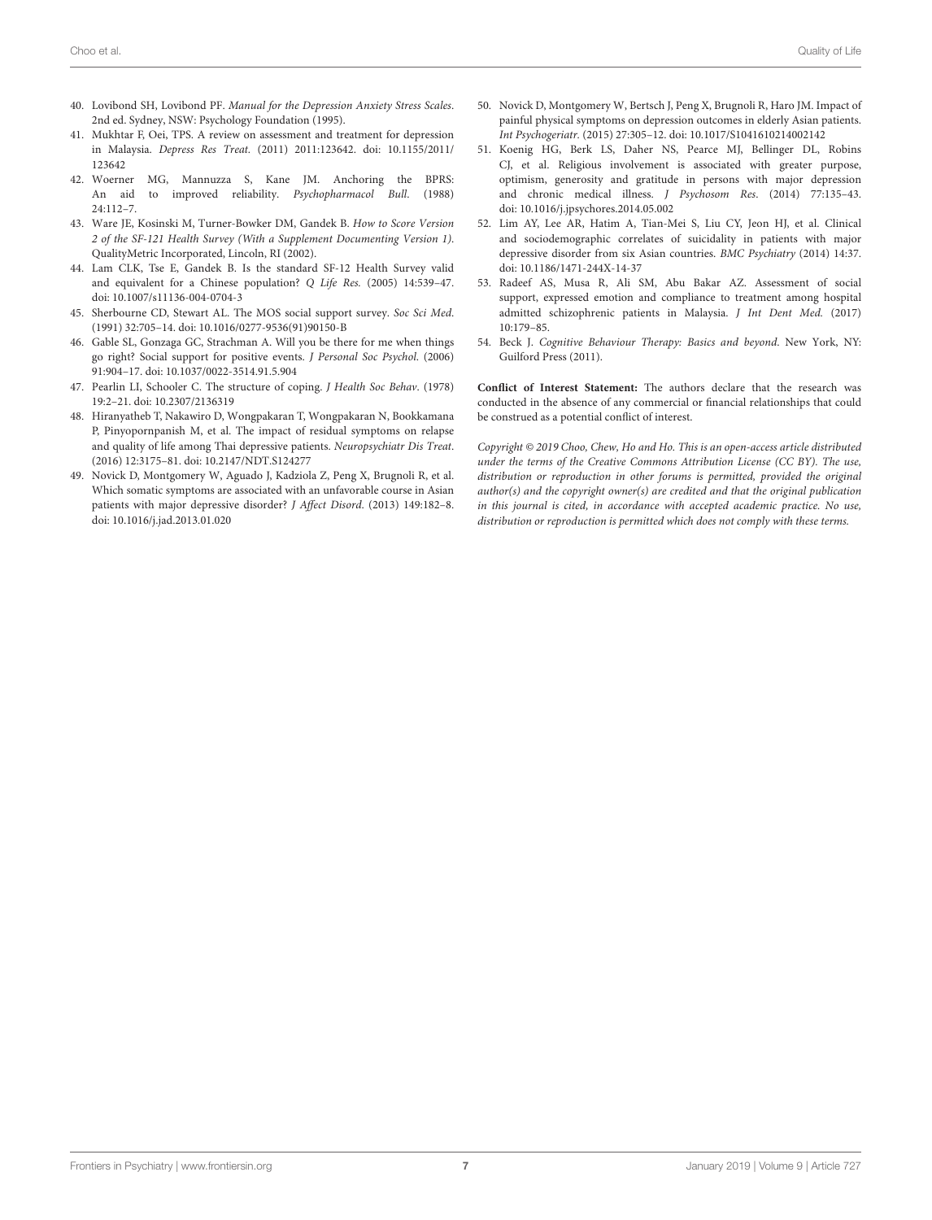40. Lovibond SH, Lovibond PF. *Manual for the Depression Anxiety Stress Scales*. 2nd ed. Sydney, NSW: Psychology Foundation (1995).
41. Mukhtar F, Oei, TPS. A review on assessment and treatment for depression in Malaysia. *Depress Res Treat.* (2011) 2011:123642. doi: 10.1155/2011/123642
42. Woerner MG, Mannuzza S, Kane JM. Anchoring the BPRS: An aid to improved reliability. *Psychopharmacol Bull.* (1988) 24:112–7.
43. Ware JE, Kosinski M, Turner-Bowker DM, Gandek B. *How to Score Version 2 of the SF-121 Health Survey (With a Supplement Documenting Version 1)*. QualityMetric Incorporated, Lincoln, RI (2002).
44. Lam CLK, Tse E, Gandek B. Is the standard SF-12 Health Survey valid and equivalent for a Chinese population? *Q Life Res.* (2005) 14:539–47. doi: 10.1007/s11136-004-0704-3
45. Sherbourne CD, Stewart AL. The MOS social support survey. *Soc Sci Med*. (1991) 32:705–14. doi: 10.1016/0277-9536(91)90150-B
46. Gable SL, Gonzaga GC, Strachman A. Will you be there for me when things go right? Social support for positive events. *J Personal Soc Psychol.* (2006) 91:904–17. doi: 10.1037/0022-3514.91.5.904
47. Pearlin LI, Schooler C. The structure of coping. *J Health Soc Behav*. (1978) 19:2–21. doi: 10.2307/2136319
48. Hiranyatheb T, Nakawiro D, Wongpakaran T, Wongpakaran N, Bookkamana P, Pinyopornpanish M, et al. The impact of residual symptoms on relapse and quality of life among Thai depressive patients. *Neuropsychiatr Dis Treat*. (2016) 12:3175–81. doi: 10.2147/NDT.S124277
49. Novick D, Montgomery W, Aguado J, Kadziola Z, Peng X, Brugnoli R, et al. Which somatic symptoms are associated with an unfavorable course in Asian patients with major depressive disorder? *J Affect Disord*. (2013) 149:182–8. doi: 10.1016/j.jad.2013.01.020
50. Novick D, Montgomery W, Bertsch J, Peng X, Brugnoli R, Haro JM. Impact of painful physical symptoms on depression outcomes in elderly Asian patients. *Int Psychogeriatr.* (2015) 27:305–12. doi: 10.1017/S1041610214002142
51. Koenig HG, Berk LS, Daher NS, Pearce MJ, Bellinger DL, Robins CJ, et al. Religious involvement is associated with greater purpose, optimism, generosity and gratitude in persons with major depression and chronic medical illness. *J Psychosom Res*. (2014) 77:135–43. doi: 10.1016/j.jpsychores.2014.05.002
52. Lim AY, Lee AR, Hatim A, Tian-Mei S, Liu CY, Jeon HJ, et al. Clinical and sociodemographic correlates of suicidality in patients with major depressive disorder from six Asian countries. *BMC Psychiatry* (2014) 14:37. doi: 10.1186/1471-244X-14-37
53. Radeef AS, Musa R, Ali SM, Abu Bakar AZ. Assessment of social support, expressed emotion and compliance to treatment among hospital admitted schizophrenic patients in Malaysia. *J Int Dent Med.* (2017) 10:179–85.
54. Beck J. *Cognitive Behaviour Therapy: Basics and beyond*. New York, NY: Guilford Press (2011).

**Conflict of Interest Statement:** The authors declare that the research was conducted in the absence of any commercial or financial relationships that could be construed as a potential conflict of interest.

*Copyright © 2019 Choo, Chew, Ho and Ho. This is an open-access article distributed under the terms of the Creative Commons Attribution License (CC BY). The use, distribution or reproduction in other forums is permitted, provided the original author(s) and the copyright owner(s) are credited and that the original publication in this journal is cited, in accordance with accepted academic practice. No use, distribution or reproduction is permitted which does not comply with these terms.*